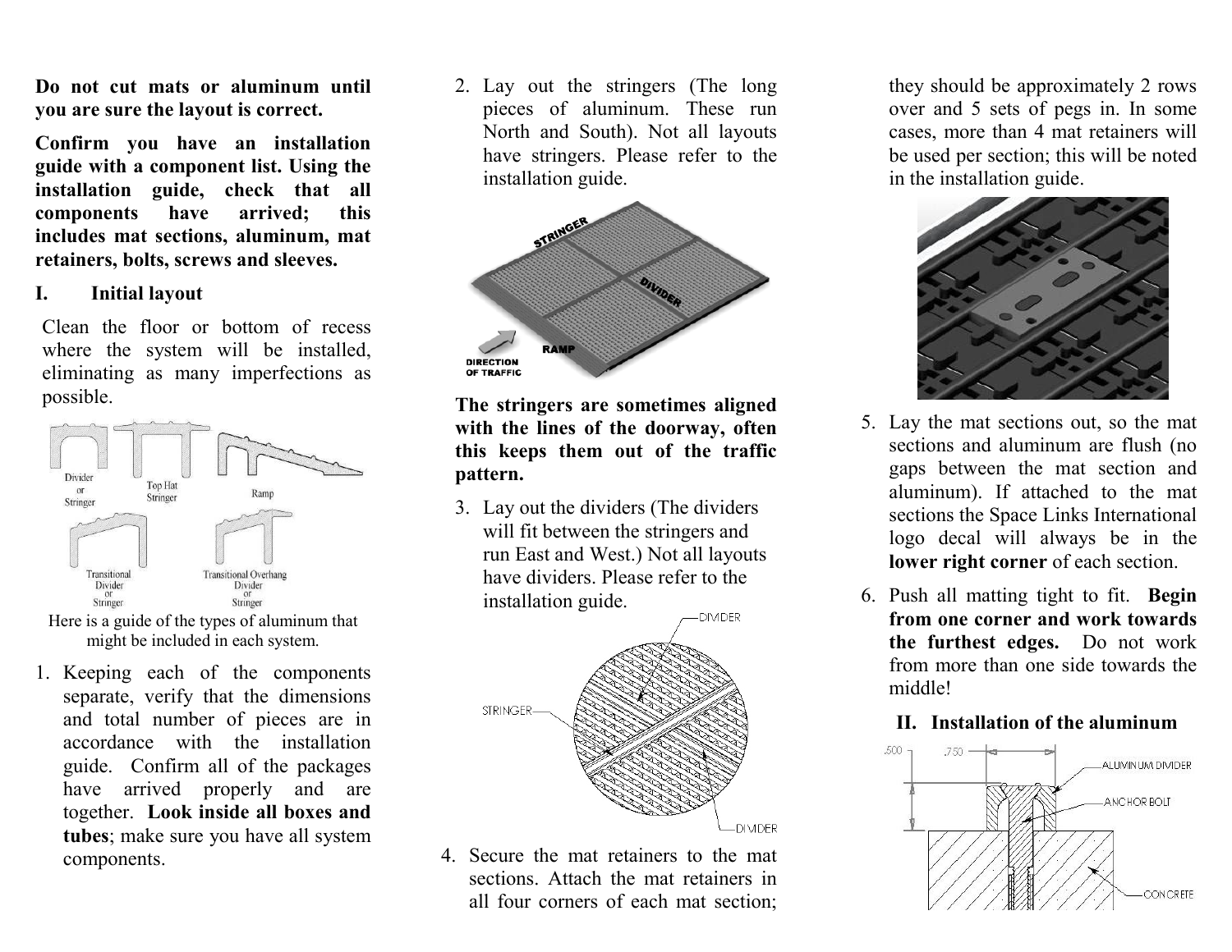**Do not cut mats or aluminum until you are sure the layout is correct.**

**Confirm you have an installation guide with a component list. Using the installation guide, check that all components have arrived; this includes mat sections, aluminum, mat retainers, bolts, screws and sleeves.**

## I. Initial layout

Clean the floor or bottom of recess where the system will be installed, eliminating as many imperfections as possible.

Here is a guide of the types of aluminum that might be included in each system.

1. Keeping each of the components separate, verify that the dimensions and total number of pieces are in accordance with the installation guide. Confirm all of the packages have arrived properly and are together. **Look inside all boxes and tubes**; make sure you have all system components.

2. Lay out the stringers (The long pieces of aluminum. These run North and South). Not all layouts have stringers. Please refer to the installation guide.

**The stringers are sometimes aligned with the lines of the doorway, often this keeps them out of the traffic pattern.**

3. Lay out the dividers (The dividers will fit between the stringers and run East and West.) Not all layouts have dividers. Please refer to the installation guide.

4. Secure the mat retainers to the mat sections. Attach the mat retainers in all four corners of each mat section; they should be approximately 2 rows over and 5 sets of pegs in. In some cases, more than 4 mat retainers will be used per section; this will be noted in the installation guide.

5. Lay the mat sections out, so the mat sections and aluminum are flush (no gaps between the mat section and aluminum). If attached to the mat sections the Space Links International logo decal will always be in the **lower right corner** of each section.

6. Push all matting tight to fit. **Begin from one corner and work towards the furthest edges.** Do not work from more than one side towards the middle!

## II. Installation of the aluminum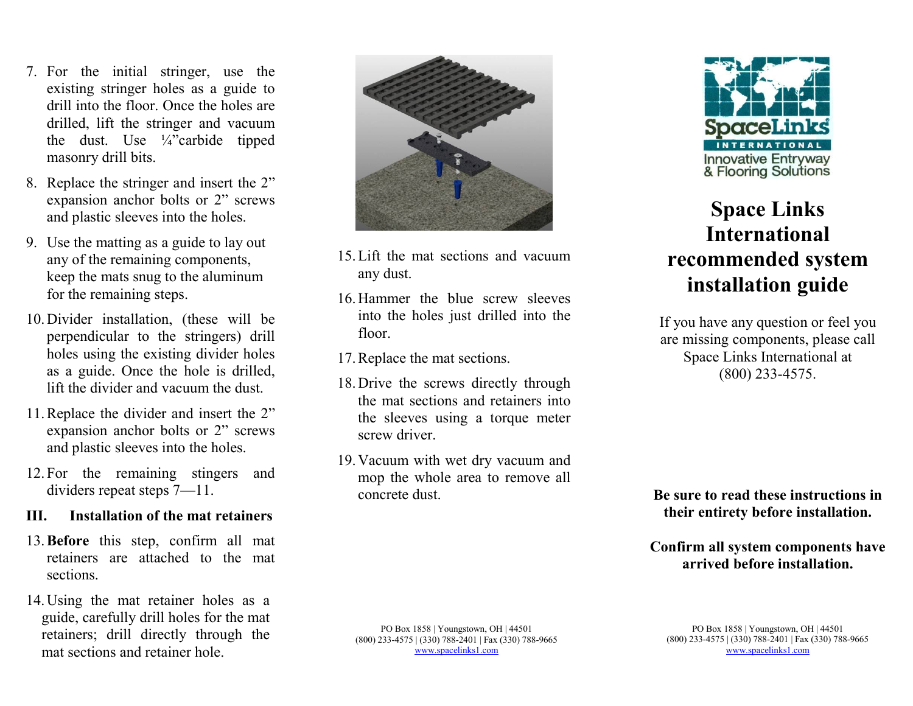7. For the initial stringer, use the existing stringer holes as a guide to drill into the floor. Once the holes are drilled, lift the stringer and vacuum the dust. Use ¼"carbide tipped masonry drill bits.
8. Replace the stringer and insert the 2" expansion anchor bolts or 2" screws and plastic sleeves into the holes.
9. Use the matting as a guide to lay out any of the remaining components, keep the mats snug to the aluminum for the remaining steps.
10. Divider installation, (these will be perpendicular to the stringers) drill holes using the existing divider holes as a guide. Once the hole is drilled, lift the divider and vacuum the dust.
11. Replace the divider and insert the 2" expansion anchor bolts or 2" screws and plastic sleeves into the holes.
12. For the remaining stingers and dividers repeat steps 7—11.

### III. Installation of the mat retainers

13. **Before** this step, confirm all mat retainers are attached to the mat sections.
14. Using the mat retainer holes as a guide, carefully drill holes for the mat retainers; drill directly through the mat sections and retainer hole.
15. Lift the mat sections and vacuum any dust.
16. Hammer the blue screw sleeves into the holes just drilled into the floor.
17. Replace the mat sections.
18. Drive the screws directly through the mat sections and retainers into the sleeves using a torque meter screw driver.
19. Vacuum with wet dry vacuum and mop the whole area to remove all concrete dust.

PO Box 1858 | Youngstown, OH | 44501
(800) 233-4575 | (330) 788-2401 | Fax (330) 788-9665
www.spacelinks1.com

SpaceLinks INTERNATIONAL
Innovative Entryway & Flooring Solutions

# Space Links International recommended system installation guide

If you have any question or feel you are missing components, please call Space Links International at (800) 233-4575.

**Be sure to read these instructions in their entirety before installation.**

**Confirm all system components have arrived before installation.**

PO Box 1858 | Youngstown, OH | 44501
(800) 233-4575 | (330) 788-2401 | Fax (330) 788-9665
www.spacelinks1.com